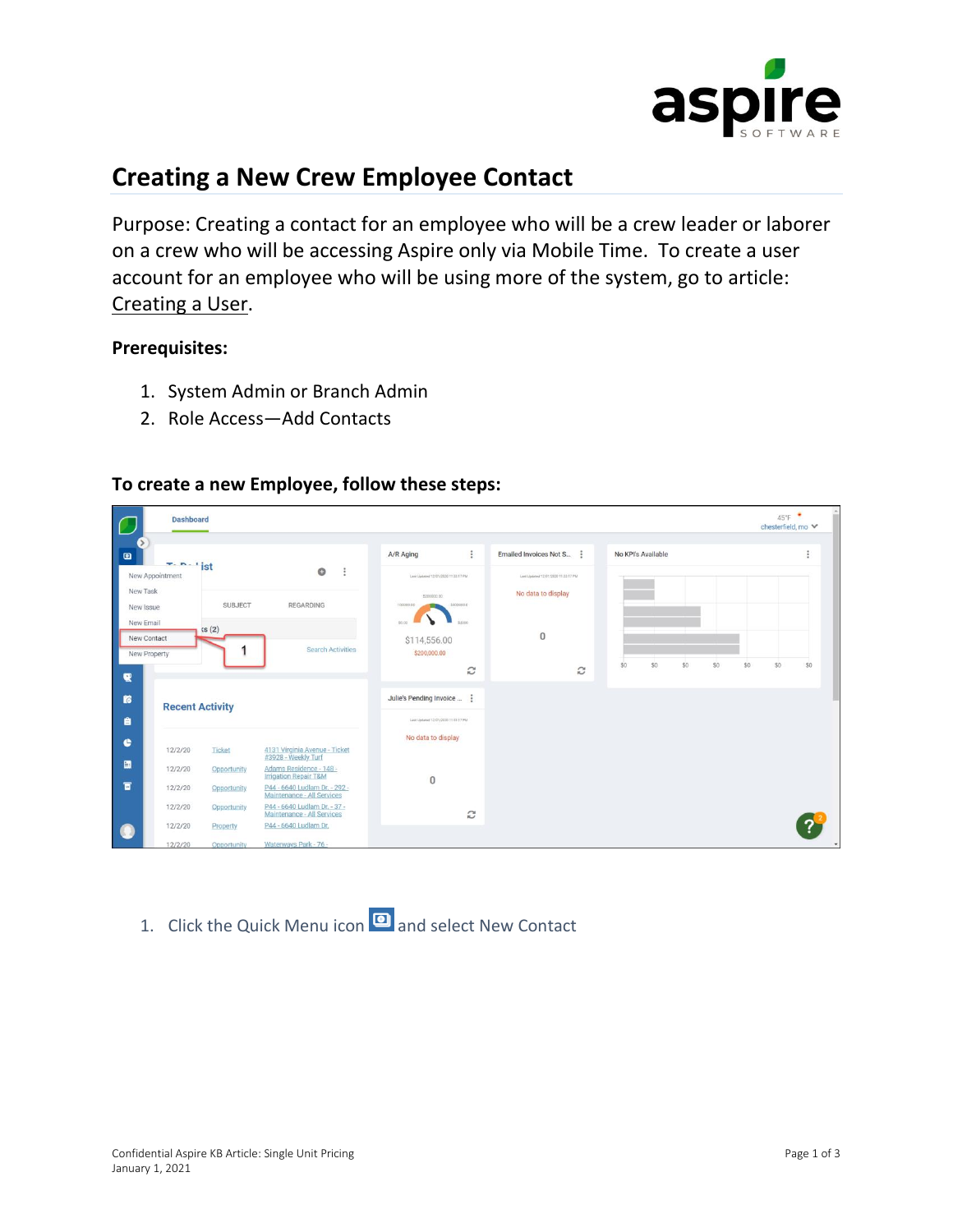# Creating a New Crew Employee Contact

Purpose: Creating a contact for an employee who will be a crew leader or laborer on a crew who will be accessing Aspire only via Mobile Time. To create a user account for an employee who will be using more of the system, go to article: Creating a User.

**Prerequisites:**

1. System Admin or Branch Admin
2. Role Access—Add Contacts

**To create a new Employee, follow these steps:**

1. Click the Quick Menu icon and select New Contact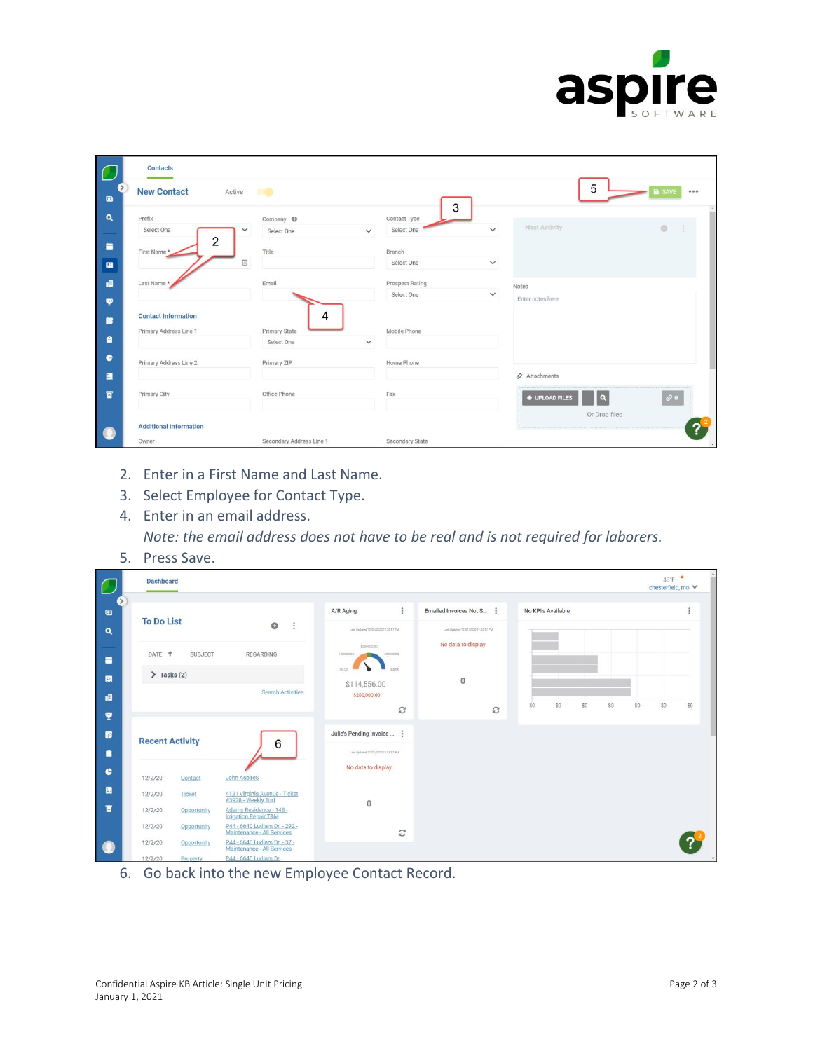2. Enter in a First Name and Last Name.
3. Select Employee for Contact Type.
4. Enter in an email address.

   *Note: the email address does not have to be real and is not required for laborers.*
5. Press Save.
6. Go back into the new Employee Contact Record.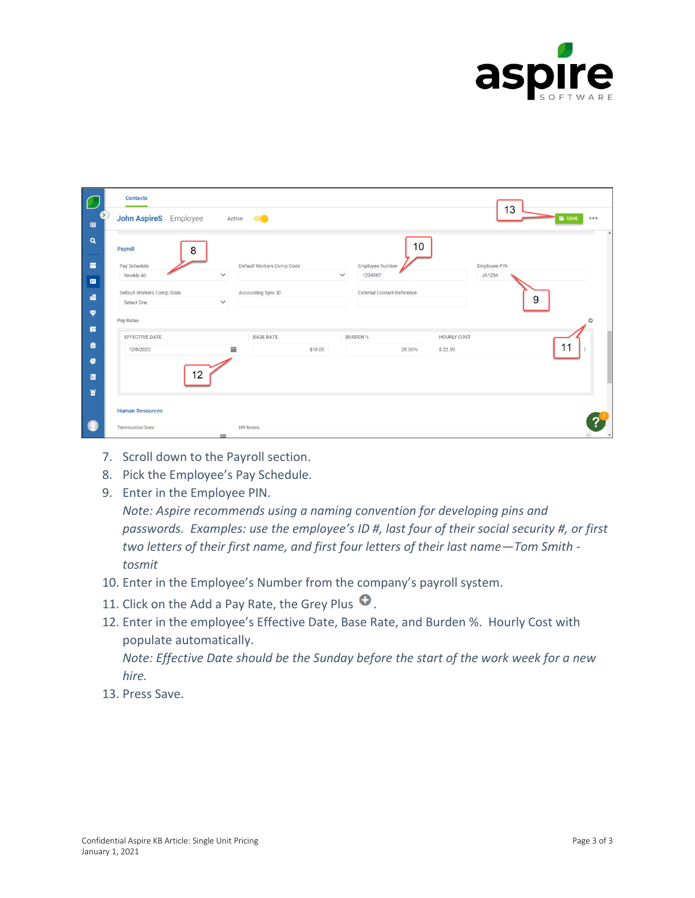7. Scroll down to the Payroll section.
8. Pick the Employee's Pay Schedule.
9. Enter in the Employee PIN.
   *Note: Aspire recommends using a naming convention for developing pins and passwords. Examples: use the employee's ID #, last four of their social security #, or first two letters of their first name, and first four letters of their last name—Tom Smith - tosmit*
10. Enter in the Employee's Number from the company's payroll system.
11. Click on the Add a Pay Rate, the Grey Plus ⊕.
12. Enter in the employee's Effective Date, Base Rate, and Burden %. Hourly Cost with populate automatically.
    *Note: Effective Date should be the Sunday before the start of the work week for a new hire.*
13. Press Save.